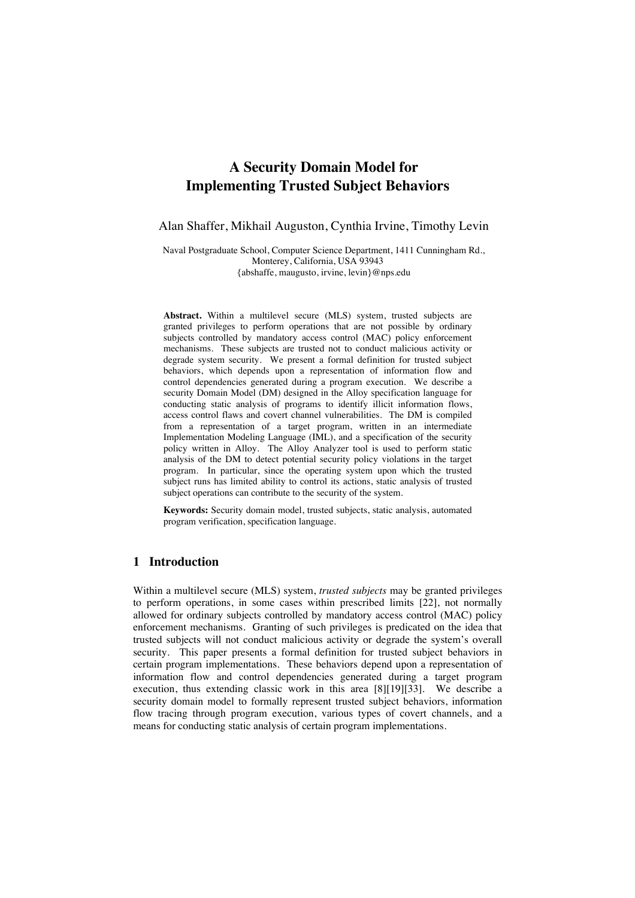# A Security Domain Model for Implementing Trusted Subject Behaviors

Alan Shaffer, Mikhail Auguston, Cynthia Irvine, Timothy Levin

Naval Postgraduate School, Computer Science Department, 1411 Cunningham Rd., Monterey, California, USA 93943
{abshaffe, maugusto, irvine, levin}@nps.edu

**Abstract.** Within a multilevel secure (MLS) system, trusted subjects are granted privileges to perform operations that are not possible by ordinary subjects controlled by mandatory access control (MAC) policy enforcement mechanisms. These subjects are trusted not to conduct malicious activity or degrade system security. We present a formal definition for trusted subject behaviors, which depends upon a representation of information flow and control dependencies generated during a program execution. We describe a security Domain Model (DM) designed in the Alloy specification language for conducting static analysis of programs to identify illicit information flows, access control flaws and covert channel vulnerabilities. The DM is compiled from a representation of a target program, written in an intermediate Implementation Modeling Language (IML), and a specification of the security policy written in Alloy. The Alloy Analyzer tool is used to perform static analysis of the DM to detect potential security policy violations in the target program. In particular, since the operating system upon which the trusted subject runs has limited ability to control its actions, static analysis of trusted subject operations can contribute to the security of the system.

**Keywords:** Security domain model, trusted subjects, static analysis, automated program verification, specification language.

## 1 Introduction

Within a multilevel secure (MLS) system, *trusted subjects* may be granted privileges to perform operations, in some cases within prescribed limits [22], not normally allowed for ordinary subjects controlled by mandatory access control (MAC) policy enforcement mechanisms. Granting of such privileges is predicated on the idea that trusted subjects will not conduct malicious activity or degrade the system's overall security. This paper presents a formal definition for trusted subject behaviors in certain program implementations. These behaviors depend upon a representation of information flow and control dependencies generated during a target program execution, thus extending classic work in this area [8][19][33]. We describe a security domain model to formally represent trusted subject behaviors, information flow tracing through program execution, various types of covert channels, and a means for conducting static analysis of certain program implementations.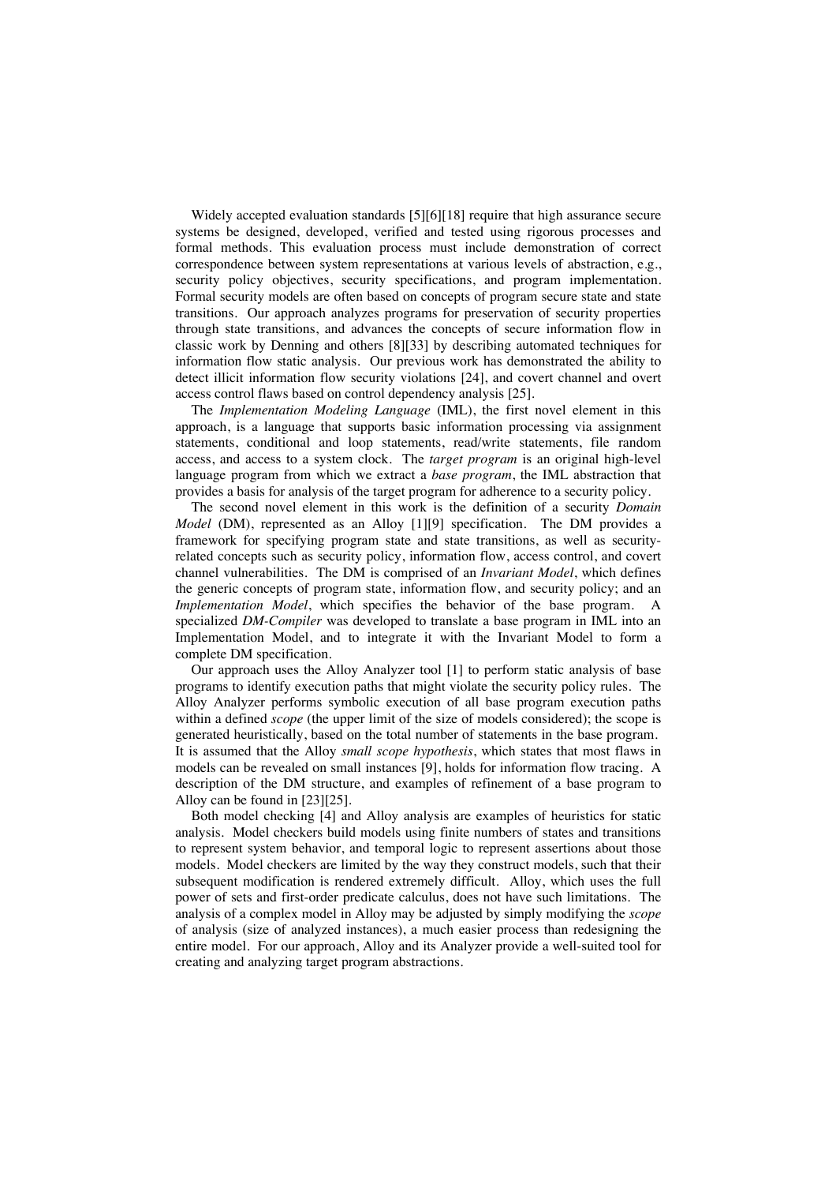Widely accepted evaluation standards [5][6][18] require that high assurance secure systems be designed, developed, verified and tested using rigorous processes and formal methods. This evaluation process must include demonstration of correct correspondence between system representations at various levels of abstraction, e.g., security policy objectives, security specifications, and program implementation. Formal security models are often based on concepts of program secure state and state transitions. Our approach analyzes programs for preservation of security properties through state transitions, and advances the concepts of secure information flow in classic work by Denning and others [8][33] by describing automated techniques for information flow static analysis. Our previous work has demonstrated the ability to detect illicit information flow security violations [24], and covert channel and overt access control flaws based on control dependency analysis [25].

The *Implementation Modeling Language* (IML), the first novel element in this approach, is a language that supports basic information processing via assignment statements, conditional and loop statements, read/write statements, file random access, and access to a system clock. The *target program* is an original high-level language program from which we extract a *base program*, the IML abstraction that provides a basis for analysis of the target program for adherence to a security policy.

The second novel element in this work is the definition of a security *Domain Model* (DM), represented as an Alloy [1][9] specification. The DM provides a framework for specifying program state and state transitions, as well as security-related concepts such as security policy, information flow, access control, and covert channel vulnerabilities. The DM is comprised of an *Invariant Model*, which defines the generic concepts of program state, information flow, and security policy; and an *Implementation Model*, which specifies the behavior of the base program. A specialized *DM-Compiler* was developed to translate a base program in IML into an Implementation Model, and to integrate it with the Invariant Model to form a complete DM specification.

Our approach uses the Alloy Analyzer tool [1] to perform static analysis of base programs to identify execution paths that might violate the security policy rules. The Alloy Analyzer performs symbolic execution of all base program execution paths within a defined *scope* (the upper limit of the size of models considered); the scope is generated heuristically, based on the total number of statements in the base program. It is assumed that the Alloy *small scope hypothesis*, which states that most flaws in models can be revealed on small instances [9], holds for information flow tracing. A description of the DM structure, and examples of refinement of a base program to Alloy can be found in [23][25].

Both model checking [4] and Alloy analysis are examples of heuristics for static analysis. Model checkers build models using finite numbers of states and transitions to represent system behavior, and temporal logic to represent assertions about those models. Model checkers are limited by the way they construct models, such that their subsequent modification is rendered extremely difficult. Alloy, which uses the full power of sets and first-order predicate calculus, does not have such limitations. The analysis of a complex model in Alloy may be adjusted by simply modifying the *scope* of analysis (size of analyzed instances), a much easier process than redesigning the entire model. For our approach, Alloy and its Analyzer provide a well-suited tool for creating and analyzing target program abstractions.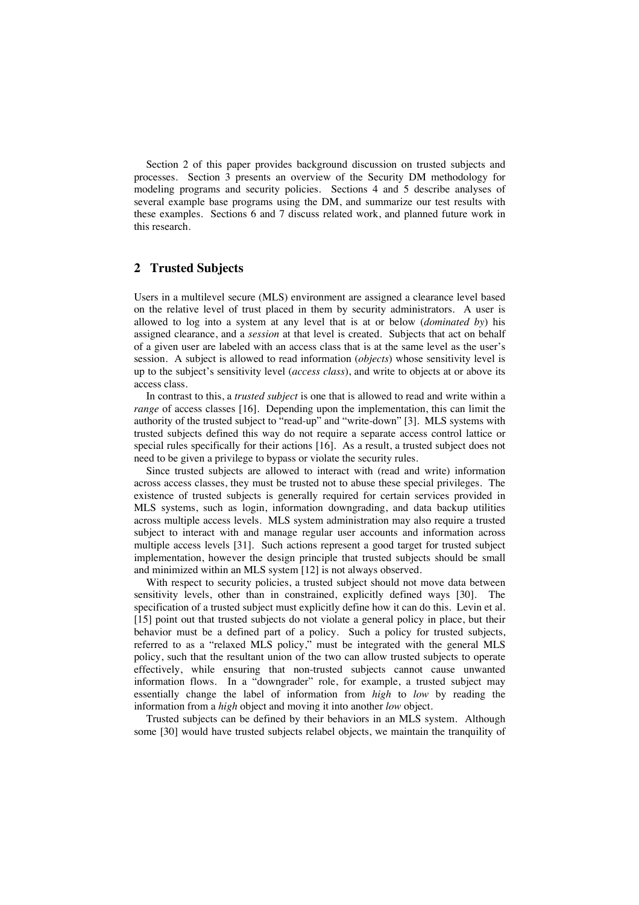Section 2 of this paper provides background discussion on trusted subjects and processes. Section 3 presents an overview of the Security DM methodology for modeling programs and security policies. Sections 4 and 5 describe analyses of several example base programs using the DM, and summarize our test results with these examples. Sections 6 and 7 discuss related work, and planned future work in this research.

## 2 Trusted Subjects

Users in a multilevel secure (MLS) environment are assigned a clearance level based on the relative level of trust placed in them by security administrators. A user is allowed to log into a system at any level that is at or below (*dominated by*) his assigned clearance, and a *session* at that level is created. Subjects that act on behalf of a given user are labeled with an access class that is at the same level as the user's session. A subject is allowed to read information (*objects*) whose sensitivity level is up to the subject's sensitivity level (*access class*), and write to objects at or above its access class.

In contrast to this, a *trusted subject* is one that is allowed to read and write within a *range* of access classes [16]. Depending upon the implementation, this can limit the authority of the trusted subject to "read-up" and "write-down" [3]. MLS systems with trusted subjects defined this way do not require a separate access control lattice or special rules specifically for their actions [16]. As a result, a trusted subject does not need to be given a privilege to bypass or violate the security rules.

Since trusted subjects are allowed to interact with (read and write) information across access classes, they must be trusted not to abuse these special privileges. The existence of trusted subjects is generally required for certain services provided in MLS systems, such as login, information downgrading, and data backup utilities across multiple access levels. MLS system administration may also require a trusted subject to interact with and manage regular user accounts and information across multiple access levels [31]. Such actions represent a good target for trusted subject implementation, however the design principle that trusted subjects should be small and minimized within an MLS system [12] is not always observed.

With respect to security policies, a trusted subject should not move data between sensitivity levels, other than in constrained, explicitly defined ways [30]. The specification of a trusted subject must explicitly define how it can do this. Levin et al. [15] point out that trusted subjects do not violate a general policy in place, but their behavior must be a defined part of a policy. Such a policy for trusted subjects, referred to as a "relaxed MLS policy," must be integrated with the general MLS policy, such that the resultant union of the two can allow trusted subjects to operate effectively, while ensuring that non-trusted subjects cannot cause unwanted information flows. In a "downgrader" role, for example, a trusted subject may essentially change the label of information from *high* to *low* by reading the information from a *high* object and moving it into another *low* object.

Trusted subjects can be defined by their behaviors in an MLS system. Although some [30] would have trusted subjects relabel objects, we maintain the tranquility of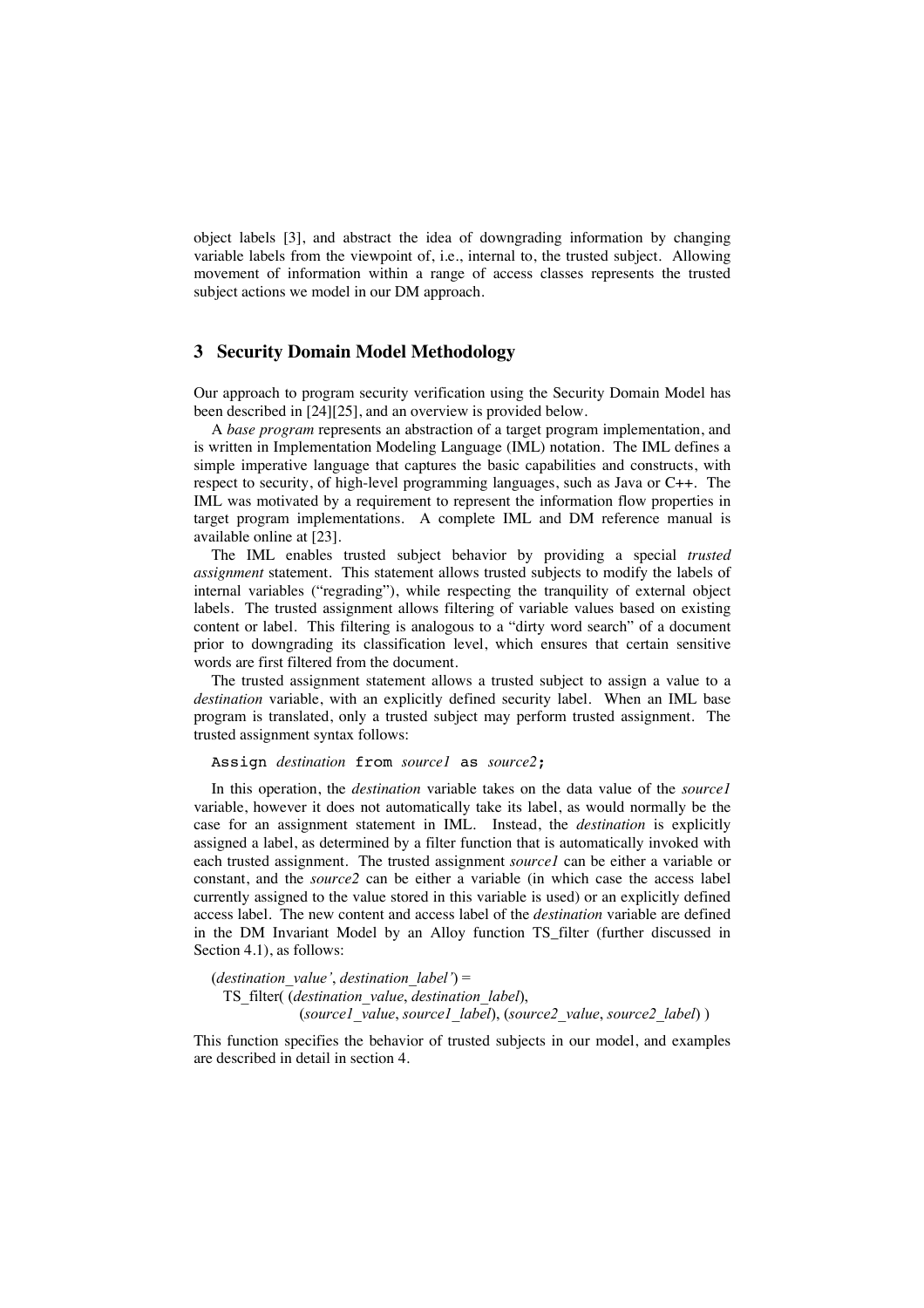object labels [3], and abstract the idea of downgrading information by changing variable labels from the viewpoint of, i.e., internal to, the trusted subject. Allowing movement of information within a range of access classes represents the trusted subject actions we model in our DM approach.

## 3 Security Domain Model Methodology

Our approach to program security verification using the Security Domain Model has been described in [24][25], and an overview is provided below.

A *base program* represents an abstraction of a target program implementation, and is written in Implementation Modeling Language (IML) notation. The IML defines a simple imperative language that captures the basic capabilities and constructs, with respect to security, of high-level programming languages, such as Java or C++. The IML was motivated by a requirement to represent the information flow properties in target program implementations. A complete IML and DM reference manual is available online at [23].

The IML enables trusted subject behavior by providing a special *trusted assignment* statement. This statement allows trusted subjects to modify the labels of internal variables ("regrading"), while respecting the tranquility of external object labels. The trusted assignment allows filtering of variable values based on existing content or label. This filtering is analogous to a "dirty word search" of a document prior to downgrading its classification level, which ensures that certain sensitive words are first filtered from the document.

The trusted assignment statement allows a trusted subject to assign a value to a *destination* variable, with an explicitly defined security label. When an IML base program is translated, only a trusted subject may perform trusted assignment. The trusted assignment syntax follows:

```
Assign destination from source1 as source2;
```

In this operation, the *destination* variable takes on the data value of the *source1* variable, however it does not automatically take its label, as would normally be the case for an assignment statement in IML. Instead, the *destination* is explicitly assigned a label, as determined by a filter function that is automatically invoked with each trusted assignment. The trusted assignment *source1* can be either a variable or constant, and the *source2* can be either a variable (in which case the access label currently assigned to the value stored in this variable is used) or an explicitly defined access label. The new content and access label of the *destination* variable are defined in the DM Invariant Model by an Alloy function TS_filter (further discussed in Section 4.1), as follows:

(*destination_value'*, *destination_label'*) =
  TS_filter( (*destination_value*, *destination_label*),
        (*source1_value*, *source1_label*), (*source2_value*, *source2_label*) )

This function specifies the behavior of trusted subjects in our model, and examples are described in detail in section 4.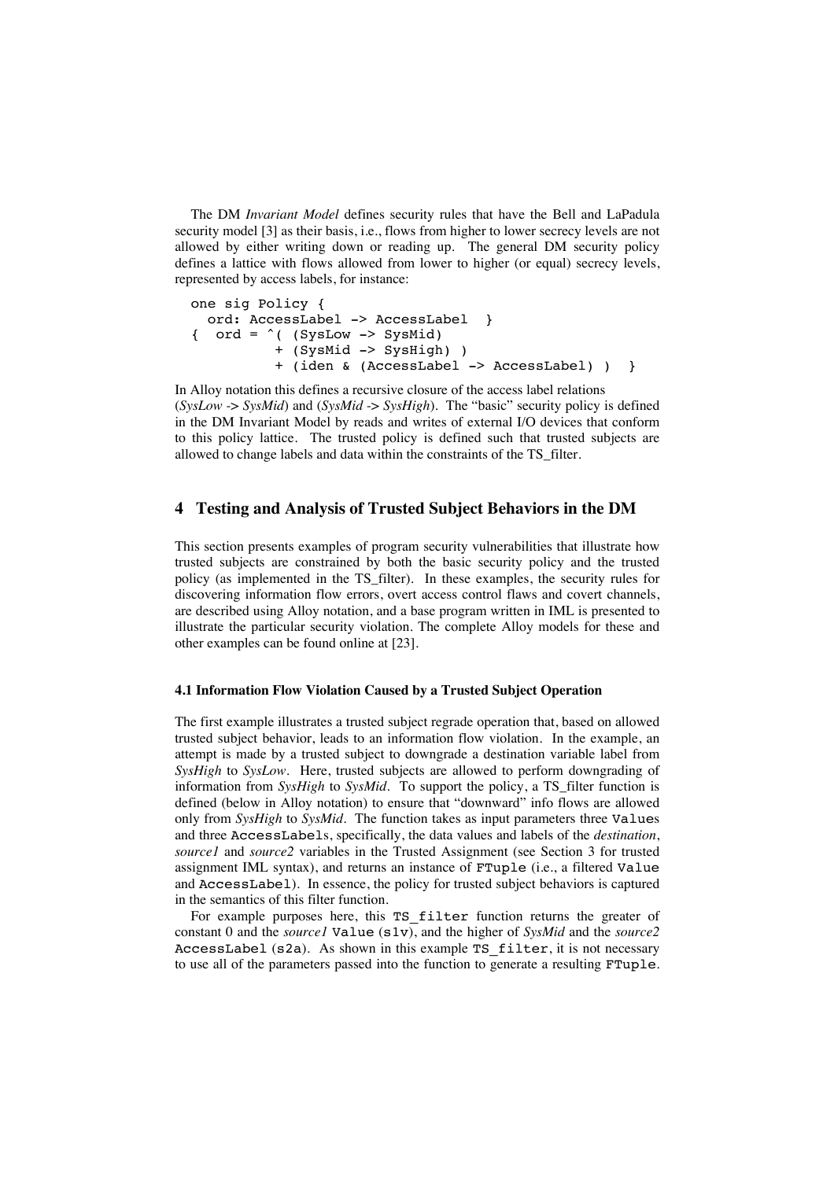The DM *Invariant Model* defines security rules that have the Bell and LaPadula security model [3] as their basis, i.e., flows from higher to lower secrecy levels are not allowed by either writing down or reading up. The general DM security policy defines a lattice with flows allowed from lower to higher (or equal) secrecy levels, represented by access labels, for instance:

```
one sig Policy {
  ord: AccessLabel -> AccessLabel  }
{  ord = ^( (SysLow -> SysMid)
         + (SysMid -> SysHigh) )
         + (iden & (AccessLabel -> AccessLabel) )  }
```

In Alloy notation this defines a recursive closure of the access label relations (*SysLow -> SysMid*) and (*SysMid -> SysHigh*). The "basic" security policy is defined in the DM Invariant Model by reads and writes of external I/O devices that conform to this policy lattice. The trusted policy is defined such that trusted subjects are allowed to change labels and data within the constraints of the TS_filter.

## 4 Testing and Analysis of Trusted Subject Behaviors in the DM

This section presents examples of program security vulnerabilities that illustrate how trusted subjects are constrained by both the basic security policy and the trusted policy (as implemented in the TS_filter). In these examples, the security rules for discovering information flow errors, overt access control flaws and covert channels, are described using Alloy notation, and a base program written in IML is presented to illustrate the particular security violation. The complete Alloy models for these and other examples can be found online at [23].

### 4.1 Information Flow Violation Caused by a Trusted Subject Operation

The first example illustrates a trusted subject regrade operation that, based on allowed trusted subject behavior, leads to an information flow violation. In the example, an attempt is made by a trusted subject to downgrade a destination variable label from *SysHigh* to *SysLow*. Here, trusted subjects are allowed to perform downgrading of information from *SysHigh* to *SysMid*. To support the policy, a TS_filter function is defined (below in Alloy notation) to ensure that "downward" info flows are allowed only from *SysHigh* to *SysMid*. The function takes as input parameters three `Value`s and three `AccessLabel`s, specifically, the data values and labels of the *destination*, *source1* and *source2* variables in the Trusted Assignment (see Section 3 for trusted assignment IML syntax), and returns an instance of `FTuple` (i.e., a filtered `Value` and `AccessLabel`). In essence, the policy for trusted subject behaviors is captured in the semantics of this filter function.

For example purposes here, this `TS_filter` function returns the greater of constant 0 and the *source1* `Value` (`s1v`), and the higher of *SysMid* and the *source2* `AccessLabel` (`s2a`). As shown in this example `TS_filter`, it is not necessary to use all of the parameters passed into the function to generate a resulting `FTuple`.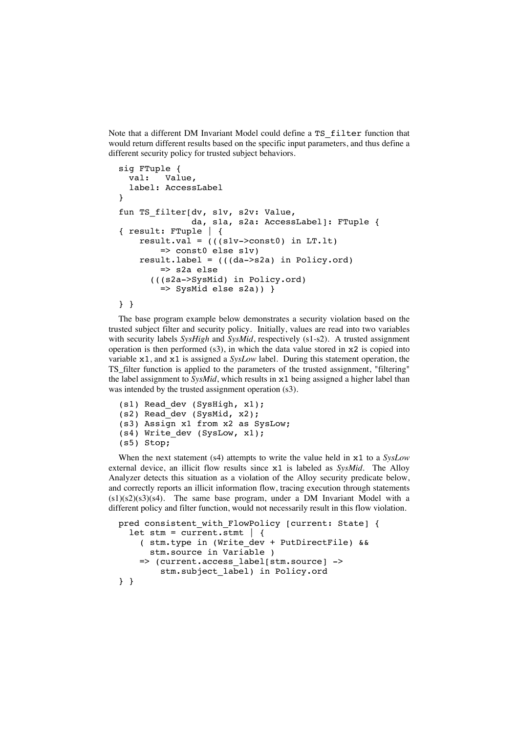Note that a different DM Invariant Model could define a `TS_filter` function that would return different results based on the specific input parameters, and thus define a different security policy for trusted subject behaviors.

```
sig FTuple {
  val:   Value,
  label: AccessLabel
}

fun TS_filter[dv, s1v, s2v: Value,
              da, s1a, s2a: AccessLabel]: FTuple {
{ result: FTuple | {
    result.val = (((s1v->const0) in LT.lt)
        => const0 else s1v)
    result.label = (((da->s2a) in Policy.ord)
        => s2a else
      (((s2a->SysMid) in Policy.ord)
        => SysMid else s2a)) }
} }
```

The base program example below demonstrates a security violation based on the trusted subject filter and security policy. Initially, values are read into two variables with security labels *SysHigh* and *SysMid*, respectively (s1-s2). A trusted assignment operation is then performed (s3), in which the data value stored in `x2` is copied into variable `x1`, and `x1` is assigned a *SysLow* label. During this statement operation, the TS_filter function is applied to the parameters of the trusted assignment, "filtering" the label assignment to *SysMid*, which results in `x1` being assigned a higher label than was intended by the trusted assignment operation (s3).

```
(s1) Read_dev (SysHigh, x1);
(s2) Read_dev (SysMid, x2);
(s3) Assign x1 from x2 as SysLow;
(s4) Write_dev (SysLow, x1);
(s5) Stop;
```

When the next statement (s4) attempts to write the value held in `x1` to a *SysLow* external device, an illicit flow results since `x1` is labeled as *SysMid*. The Alloy Analyzer detects this situation as a violation of the Alloy security predicate below, and correctly reports an illicit information flow, tracing execution through statements (s1)(s2)(s3)(s4). The same base program, under a DM Invariant Model with a different policy and filter function, would not necessarily result in this flow violation.

```
pred consistent_with_FlowPolicy [current: State] {
  let stm = current.stmt | {
    ( stm.type in (Write_dev + PutDirectFile) &&
      stm.source in Variable )
    => (current.access_label[stm.source] ->
         stm.subject_label) in Policy.ord
} }
```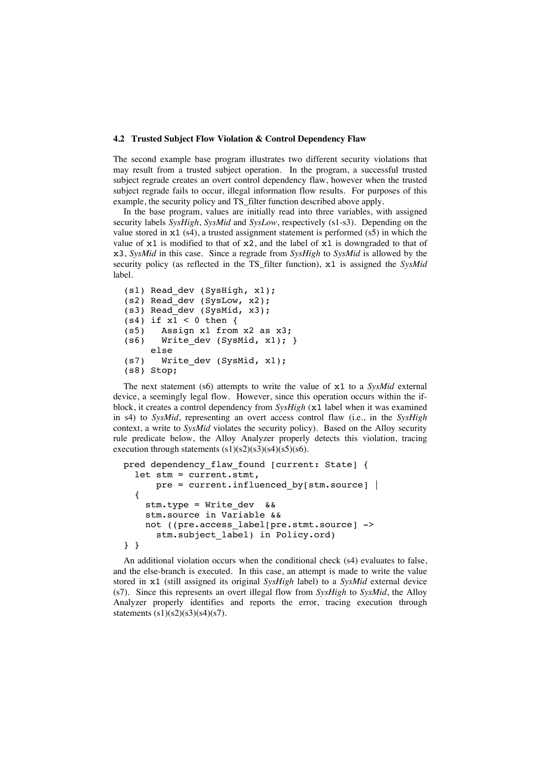### 4.2 Trusted Subject Flow Violation & Control Dependency Flaw

The second example base program illustrates two different security violations that may result from a trusted subject operation. In the program, a successful trusted subject regrade creates an overt control dependency flaw, however when the trusted subject regrade fails to occur, illegal information flow results. For purposes of this example, the security policy and TS_filter function described above apply.

In the base program, values are initially read into three variables, with assigned security labels *SysHigh*, *SysMid* and *SysLow*, respectively (s1-s3). Depending on the value stored in `x1` (s4), a trusted assignment statement is performed (s5) in which the value of `x1` is modified to that of `x2`, and the label of `x1` is downgraded to that of `x3`, *SysMid* in this case. Since a regrade from *SysHigh* to *SysMid* is allowed by the security policy (as reflected in the TS_filter function), `x1` is assigned the *SysMid* label.

```
(s1) Read_dev (SysHigh, x1);
(s2) Read_dev (SysLow, x2);
(s3) Read_dev (SysMid, x3);
(s4) if x1 < 0 then {
(s5)   Assign x1 from x2 as x3;
(s6)   Write_dev (SysMid, x1); }
     else
(s7)   Write_dev (SysMid, x1);
(s8) Stop;
```

The next statement (s6) attempts to write the value of `x1` to a *SysMid* external device, a seemingly legal flow. However, since this operation occurs within the if-block, it creates a control dependency from *SysHigh* (`x1` label when it was examined in s4) to *SysMid*, representing an overt access control flaw (i.e., in the *SysHigh* context, a write to *SysMid* violates the security policy). Based on the Alloy security rule predicate below, the Alloy Analyzer properly detects this violation, tracing execution through statements (s1)(s2)(s3)(s4)(s5)(s6).

```
pred dependency_flaw_found [current: State] {
  let stm = current.stmt,
      pre = current.influenced_by[stm.source] |
  {
    stm.type = Write_dev  &&
    stm.source in Variable &&
    not ((pre.access_label[pre.stmt.source] ->
      stm.subject_label) in Policy.ord)
} }
```

An additional violation occurs when the conditional check (s4) evaluates to false, and the else-branch is executed. In this case, an attempt is made to write the value stored in `x1` (still assigned its original *SysHigh* label) to a *SysMid* external device (s7). Since this represents an overt illegal flow from *SysHigh* to *SysMid*, the Alloy Analyzer properly identifies and reports the error, tracing execution through statements (s1)(s2)(s3)(s4)(s7).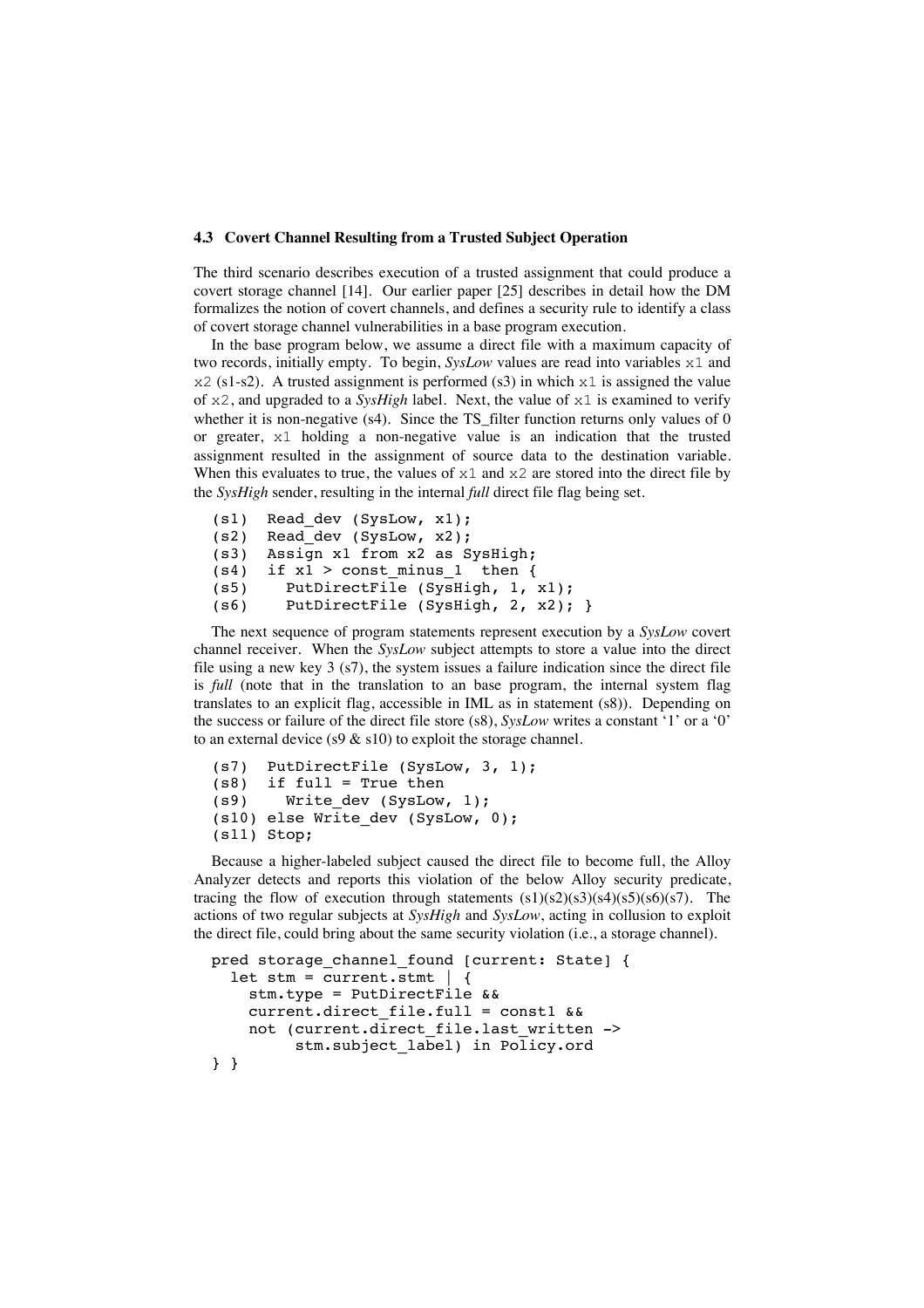### 4.3 Covert Channel Resulting from a Trusted Subject Operation

The third scenario describes execution of a trusted assignment that could produce a covert storage channel [14]. Our earlier paper [25] describes in detail how the DM formalizes the notion of covert channels, and defines a security rule to identify a class of covert storage channel vulnerabilities in a base program execution.

In the base program below, we assume a direct file with a maximum capacity of two records, initially empty. To begin, *SysLow* values are read into variables `x1` and `x2` (s1-s2). A trusted assignment is performed (s3) in which `x1` is assigned the value of `x2`, and upgraded to a *SysHigh* label. Next, the value of `x1` is examined to verify whether it is non-negative (s4). Since the TS_filter function returns only values of 0 or greater, `x1` holding a non-negative value is an indication that the trusted assignment resulted in the assignment of source data to the destination variable. When this evaluates to true, the values of `x1` and `x2` are stored into the direct file by the *SysHigh* sender, resulting in the internal *full* direct file flag being set.

```
(s1)  Read_dev (SysLow, x1);
(s2)  Read_dev (SysLow, x2);
(s3)  Assign x1 from x2 as SysHigh;
(s4)  if x1 > const_minus_1  then {
(s5)    PutDirectFile (SysHigh, 1, x1);
(s6)    PutDirectFile (SysHigh, 2, x2); }
```

The next sequence of program statements represent execution by a *SysLow* covert channel receiver. When the *SysLow* subject attempts to store a value into the direct file using a new key 3 (s7), the system issues a failure indication since the direct file is *full* (note that in the translation to an base program, the internal system flag translates to an explicit flag, accessible in IML as in statement (s8)). Depending on the success or failure of the direct file store (s8), *SysLow* writes a constant '1' or a '0' to an external device (s9 & s10) to exploit the storage channel.

```
(s7)  PutDirectFile (SysLow, 3, 1);
(s8)  if full = True then
(s9)    Write_dev (SysLow, 1);
(s10) else Write_dev (SysLow, 0);
(s11) Stop;
```

Because a higher-labeled subject caused the direct file to become full, the Alloy Analyzer detects and reports this violation of the below Alloy security predicate, tracing the flow of execution through statements (s1)(s2)(s3)(s4)(s5)(s6)(s7). The actions of two regular subjects at *SysHigh* and *SysLow*, acting in collusion to exploit the direct file, could bring about the same security violation (i.e., a storage channel).

```
pred storage_channel_found [current: State] {
  let stm = current.stmt | {
    stm.type = PutDirectFile &&
    current.direct_file.full = const1 &&
    not (current.direct_file.last_written ->
         stm.subject_label) in Policy.ord
} }
```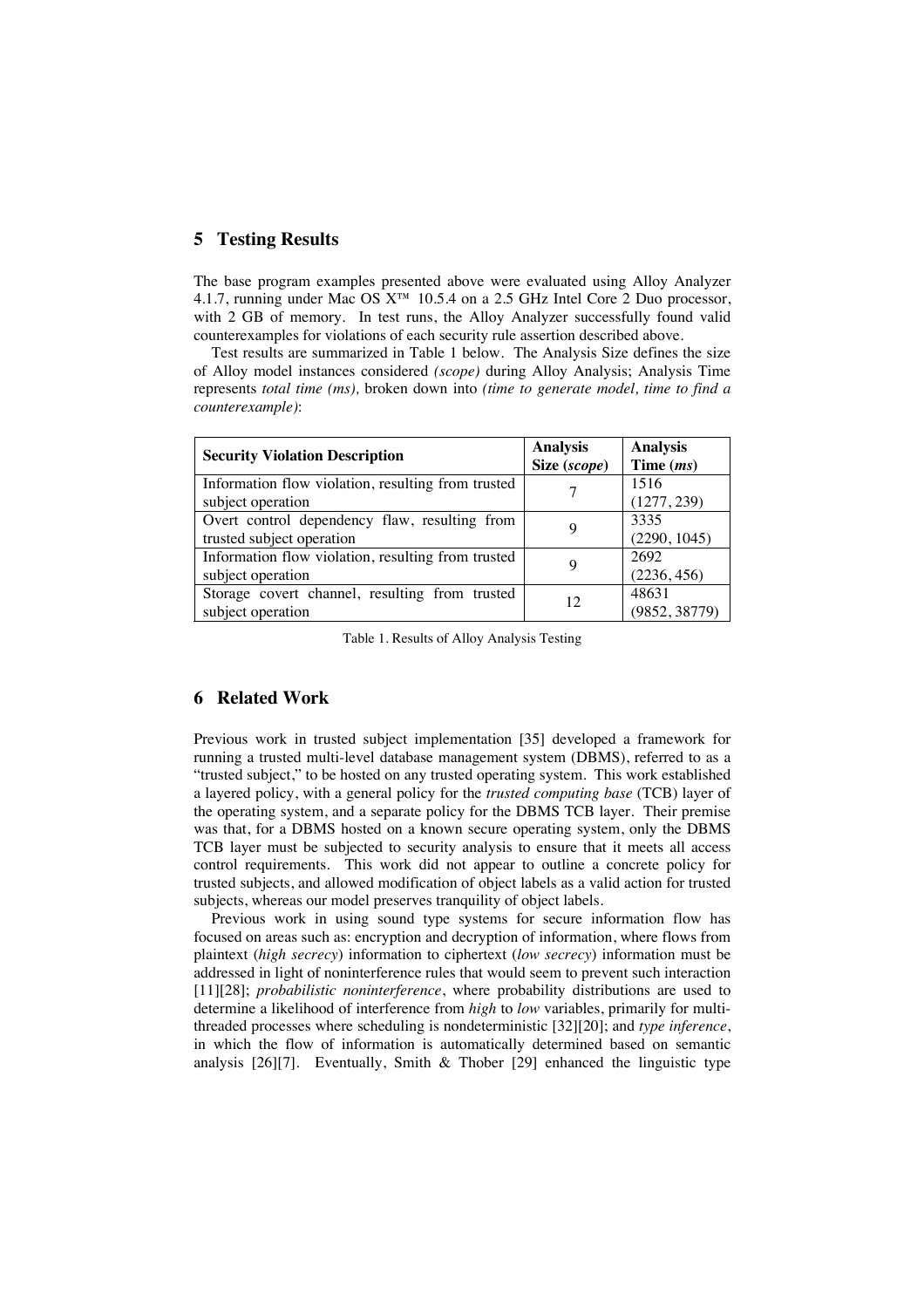## 5 Testing Results

The base program examples presented above were evaluated using Alloy Analyzer 4.1.7, running under Mac OS X™ 10.5.4 on a 2.5 GHz Intel Core 2 Duo processor, with 2 GB of memory. In test runs, the Alloy Analyzer successfully found valid counterexamples for violations of each security rule assertion described above.

Test results are summarized in Table 1 below. The Analysis Size defines the size of Alloy model instances considered *(scope)* during Alloy Analysis; Analysis Time represents *total time (ms),* broken down into *(time to generate model, time to find a counterexample)*:

| **Security Violation Description** | **Analysis Size (*scope*)** | **Analysis Time (*ms*)** |
|---|---|---|
| Information flow violation, resulting from trusted subject operation | 7 | 1516 (1277, 239) |
| Overt control dependency flaw, resulting from trusted subject operation | 9 | 3335 (2290, 1045) |
| Information flow violation, resulting from trusted subject operation | 9 | 2692 (2236, 456) |
| Storage covert channel, resulting from trusted subject operation | 12 | 48631 (9852, 38779) |

Table 1. Results of Alloy Analysis Testing

## 6 Related Work

Previous work in trusted subject implementation [35] developed a framework for running a trusted multi-level database management system (DBMS), referred to as a "trusted subject," to be hosted on any trusted operating system. This work established a layered policy, with a general policy for the *trusted computing base* (TCB) layer of the operating system, and a separate policy for the DBMS TCB layer. Their premise was that, for a DBMS hosted on a known secure operating system, only the DBMS TCB layer must be subjected to security analysis to ensure that it meets all access control requirements. This work did not appear to outline a concrete policy for trusted subjects, and allowed modification of object labels as a valid action for trusted subjects, whereas our model preserves tranquility of object labels.

Previous work in using sound type systems for secure information flow has focused on areas such as: encryption and decryption of information, where flows from plaintext (*high secrecy*) information to ciphertext (*low secrecy*) information must be addressed in light of noninterference rules that would seem to prevent such interaction [11][28]; *probabilistic noninterference*, where probability distributions are used to determine a likelihood of interference from *high* to *low* variables, primarily for multi-threaded processes where scheduling is nondeterministic [32][20]; and *type inference*, in which the flow of information is automatically determined based on semantic analysis [26][7]. Eventually, Smith & Thober [29] enhanced the linguistic type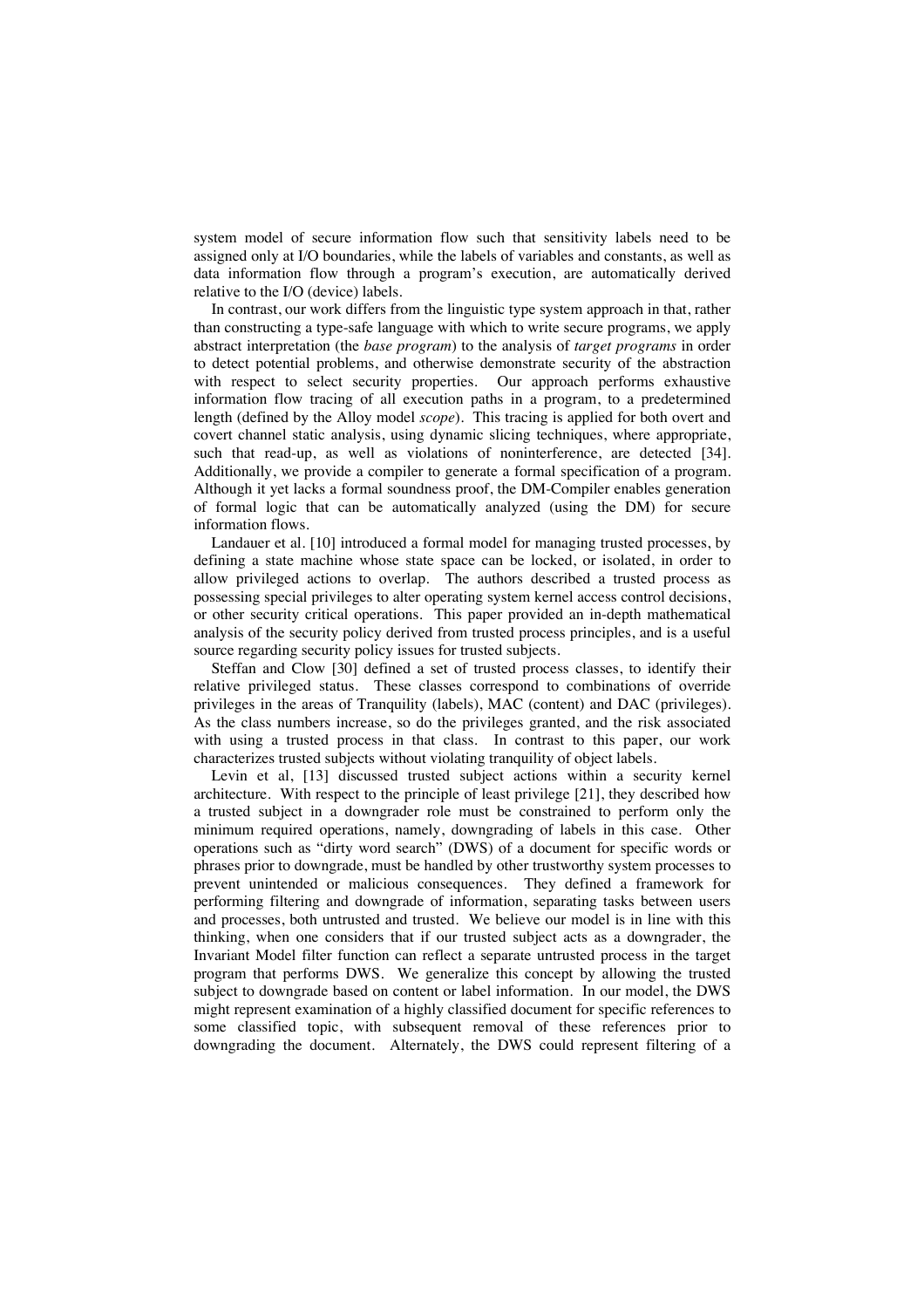system model of secure information flow such that sensitivity labels need to be assigned only at I/O boundaries, while the labels of variables and constants, as well as data information flow through a program's execution, are automatically derived relative to the I/O (device) labels.

In contrast, our work differs from the linguistic type system approach in that, rather than constructing a type-safe language with which to write secure programs, we apply abstract interpretation (the *base program*) to the analysis of *target programs* in order to detect potential problems, and otherwise demonstrate security of the abstraction with respect to select security properties. Our approach performs exhaustive information flow tracing of all execution paths in a program, to a predetermined length (defined by the Alloy model *scope*). This tracing is applied for both overt and covert channel static analysis, using dynamic slicing techniques, where appropriate, such that read-up, as well as violations of noninterference, are detected [34]. Additionally, we provide a compiler to generate a formal specification of a program. Although it yet lacks a formal soundness proof, the DM-Compiler enables generation of formal logic that can be automatically analyzed (using the DM) for secure information flows.

Landauer et al. [10] introduced a formal model for managing trusted processes, by defining a state machine whose state space can be locked, or isolated, in order to allow privileged actions to overlap. The authors described a trusted process as possessing special privileges to alter operating system kernel access control decisions, or other security critical operations. This paper provided an in-depth mathematical analysis of the security policy derived from trusted process principles, and is a useful source regarding security policy issues for trusted subjects.

Steffan and Clow [30] defined a set of trusted process classes, to identify their relative privileged status. These classes correspond to combinations of override privileges in the areas of Tranquility (labels), MAC (content) and DAC (privileges). As the class numbers increase, so do the privileges granted, and the risk associated with using a trusted process in that class. In contrast to this paper, our work characterizes trusted subjects without violating tranquility of object labels.

Levin et al, [13] discussed trusted subject actions within a security kernel architecture. With respect to the principle of least privilege [21], they described how a trusted subject in a downgrader role must be constrained to perform only the minimum required operations, namely, downgrading of labels in this case. Other operations such as "dirty word search" (DWS) of a document for specific words or phrases prior to downgrade, must be handled by other trustworthy system processes to prevent unintended or malicious consequences. They defined a framework for performing filtering and downgrade of information, separating tasks between users and processes, both untrusted and trusted. We believe our model is in line with this thinking, when one considers that if our trusted subject acts as a downgrader, the Invariant Model filter function can reflect a separate untrusted process in the target program that performs DWS. We generalize this concept by allowing the trusted subject to downgrade based on content or label information. In our model, the DWS might represent examination of a highly classified document for specific references to some classified topic, with subsequent removal of these references prior to downgrading the document. Alternately, the DWS could represent filtering of a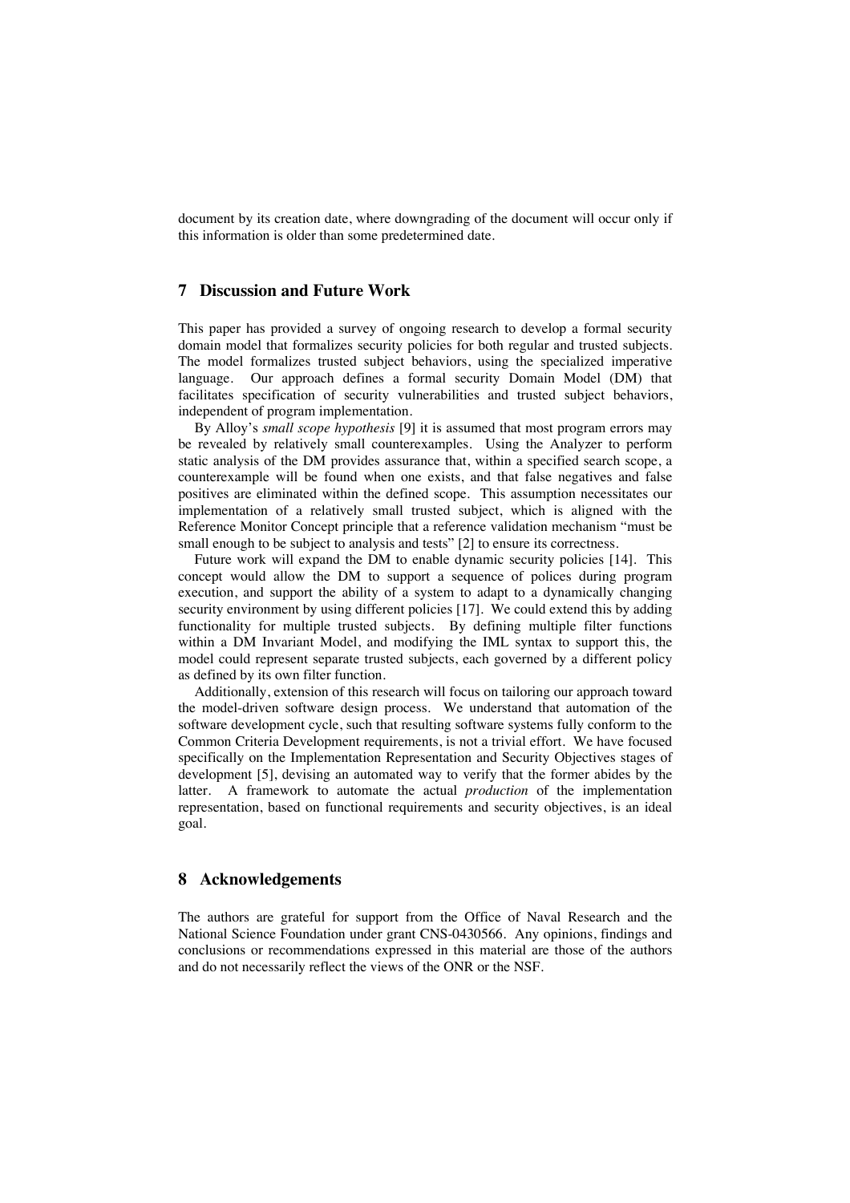document by its creation date, where downgrading of the document will occur only if this information is older than some predetermined date.

## 7 Discussion and Future Work

This paper has provided a survey of ongoing research to develop a formal security domain model that formalizes security policies for both regular and trusted subjects. The model formalizes trusted subject behaviors, using the specialized imperative language. Our approach defines a formal security Domain Model (DM) that facilitates specification of security vulnerabilities and trusted subject behaviors, independent of program implementation.

By Alloy's *small scope hypothesis* [9] it is assumed that most program errors may be revealed by relatively small counterexamples. Using the Analyzer to perform static analysis of the DM provides assurance that, within a specified search scope, a counterexample will be found when one exists, and that false negatives and false positives are eliminated within the defined scope. This assumption necessitates our implementation of a relatively small trusted subject, which is aligned with the Reference Monitor Concept principle that a reference validation mechanism "must be small enough to be subject to analysis and tests" [2] to ensure its correctness.

Future work will expand the DM to enable dynamic security policies [14]. This concept would allow the DM to support a sequence of polices during program execution, and support the ability of a system to adapt to a dynamically changing security environment by using different policies [17]. We could extend this by adding functionality for multiple trusted subjects. By defining multiple filter functions within a DM Invariant Model, and modifying the IML syntax to support this, the model could represent separate trusted subjects, each governed by a different policy as defined by its own filter function.

Additionally, extension of this research will focus on tailoring our approach toward the model-driven software design process. We understand that automation of the software development cycle, such that resulting software systems fully conform to the Common Criteria Development requirements, is not a trivial effort. We have focused specifically on the Implementation Representation and Security Objectives stages of development [5], devising an automated way to verify that the former abides by the latter. A framework to automate the actual *production* of the implementation representation, based on functional requirements and security objectives, is an ideal goal.

## 8 Acknowledgements

The authors are grateful for support from the Office of Naval Research and the National Science Foundation under grant CNS-0430566. Any opinions, findings and conclusions or recommendations expressed in this material are those of the authors and do not necessarily reflect the views of the ONR or the NSF.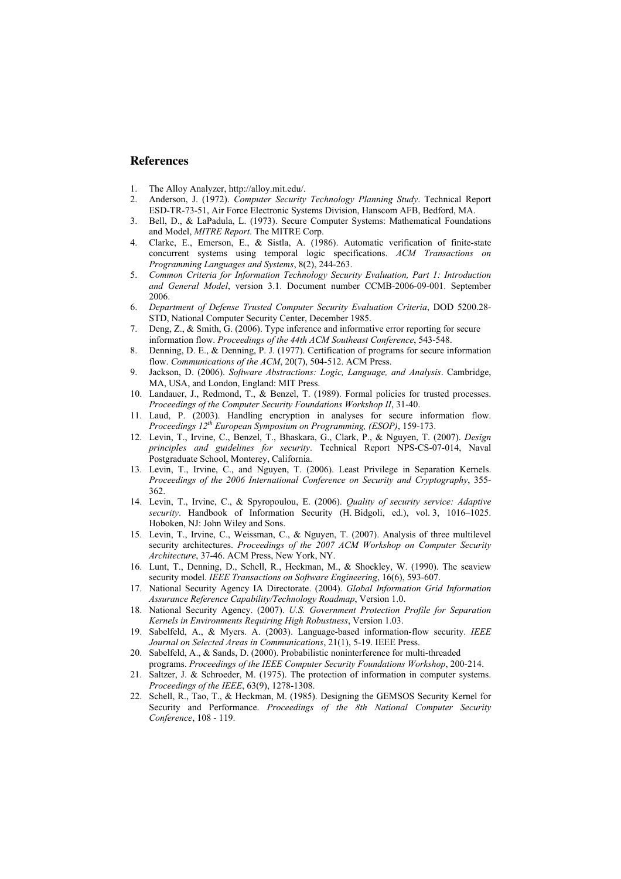## References

1. The Alloy Analyzer, http://alloy.mit.edu/.
2. Anderson, J. (1972). *Computer Security Technology Planning Study*. Technical Report ESD-TR-73-51, Air Force Electronic Systems Division, Hanscom AFB, Bedford, MA.
3. Bell, D., & LaPadula, L. (1973). Secure Computer Systems: Mathematical Foundations and Model, *MITRE Report*. The MITRE Corp.
4. Clarke, E., Emerson, E., & Sistla, A. (1986). Automatic verification of finite-state concurrent systems using temporal logic specifications. *ACM Transactions on Programming Languages and Systems*, 8(2), 244-263.
5. *Common Criteria for Information Technology Security Evaluation, Part 1: Introduction and General Model*, version 3.1. Document number CCMB-2006-09-001. September 2006.
6. *Department of Defense Trusted Computer Security Evaluation Criteria*, DOD 5200.28-STD, National Computer Security Center, December 1985.
7. Deng, Z., & Smith, G. (2006). Type inference and informative error reporting for secure information flow. *Proceedings of the 44th ACM Southeast Conference*, 543-548.
8. Denning, D. E., & Denning, P. J. (1977). Certification of programs for secure information flow. *Communications of the ACM*, 20(7), 504-512. ACM Press.
9. Jackson, D. (2006). *Software Abstractions: Logic, Language, and Analysis*. Cambridge, MA, USA, and London, England: MIT Press.
10. Landauer, J., Redmond, T., & Benzel, T. (1989). Formal policies for trusted processes. *Proceedings of the Computer Security Foundations Workshop II*, 31-40.
11. Laud, P. (2003). Handling encryption in analyses for secure information flow. *Proceedings 12th European Symposium on Programming, (ESOP)*, 159-173.
12. Levin, T., Irvine, C., Benzel, T., Bhaskara, G., Clark, P., & Nguyen, T. (2007). *Design principles and guidelines for security*. Technical Report NPS-CS-07-014, Naval Postgraduate School, Monterey, California.
13. Levin, T., Irvine, C., and Nguyen, T. (2006). Least Privilege in Separation Kernels. *Proceedings of the 2006 International Conference on Security and Cryptography*, 355-362.
14. Levin, T., Irvine, C., & Spyropoulou, E. (2006). *Quality of security service: Adaptive security*. Handbook of Information Security (H. Bidgoli, ed.), vol. 3, 1016–1025. Hoboken, NJ: John Wiley and Sons.
15. Levin, T., Irvine, C., Weissman, C., & Nguyen, T. (2007). Analysis of three multilevel security architectures. *Proceedings of the 2007 ACM Workshop on Computer Security Architecture*, 37-46. ACM Press, New York, NY.
16. Lunt, T., Denning, D., Schell, R., Heckman, M., & Shockley, W. (1990). The seaview security model. *IEEE Transactions on Software Engineering*, 16(6), 593-607.
17. National Security Agency IA Directorate. (2004). *Global Information Grid Information Assurance Reference Capability/Technology Roadmap*, Version 1.0.
18. National Security Agency. (2007). *U.S. Government Protection Profile for Separation Kernels in Environments Requiring High Robustness*, Version 1.03.
19. Sabelfeld, A., & Myers. A. (2003). Language-based information-flow security. *IEEE Journal on Selected Areas in Communications*, 21(1), 5-19. IEEE Press.
20. Sabelfeld, A., & Sands, D. (2000). Probabilistic noninterference for multi-threaded programs. *Proceedings of the IEEE Computer Security Foundations Workshop*, 200-214.
21. Saltzer, J. & Schroeder, M. (1975). The protection of information in computer systems. *Proceedings of the IEEE*, 63(9), 1278-1308.
22. Schell, R., Tao, T., & Heckman, M. (1985). Designing the GEMSOS Security Kernel for Security and Performance. *Proceedings of the 8th National Computer Security Conference*, 108 - 119.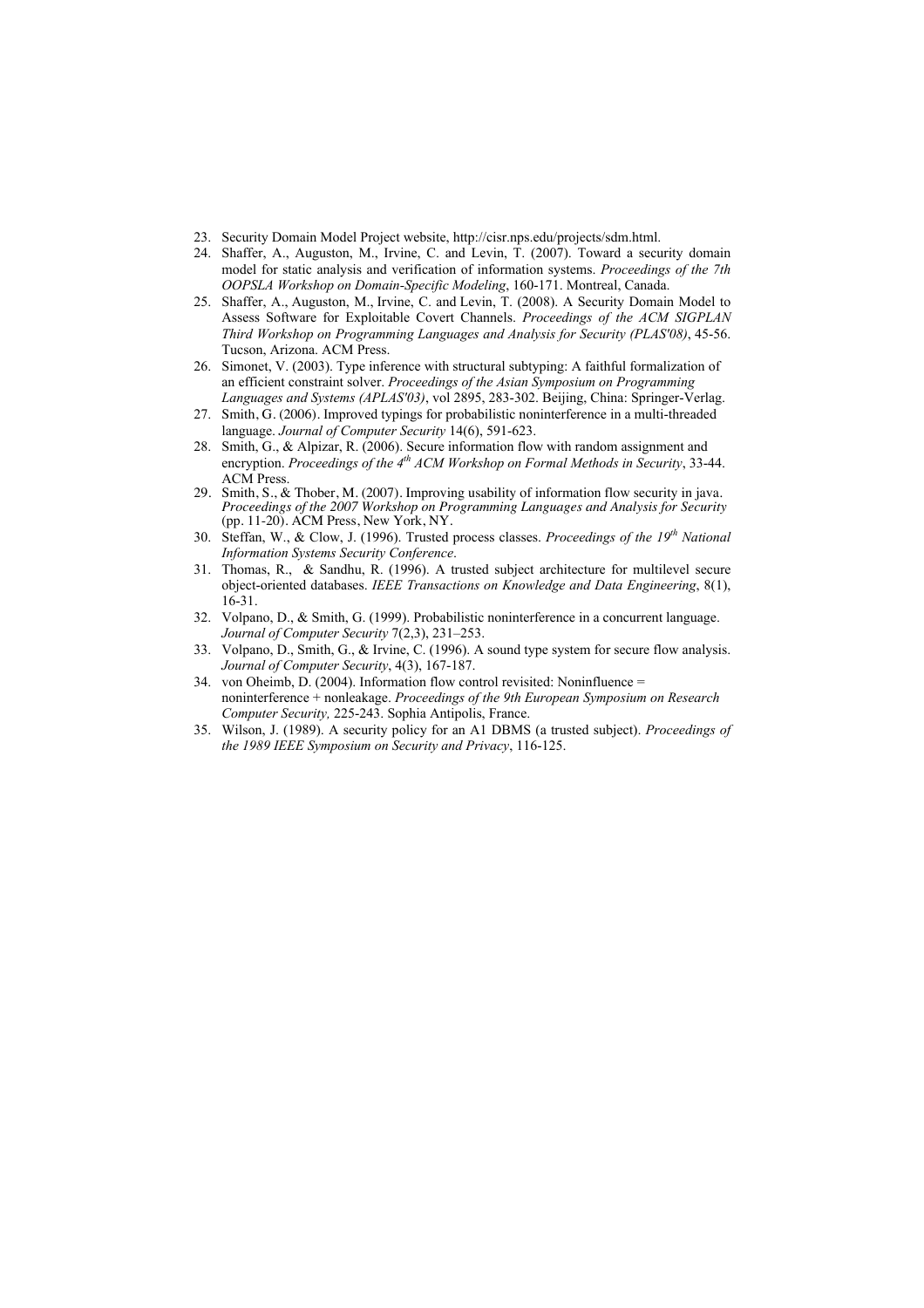23. Security Domain Model Project website, http://cisr.nps.edu/projects/sdm.html.
24. Shaffer, A., Auguston, M., Irvine, C. and Levin, T. (2007). Toward a security domain model for static analysis and verification of information systems. *Proceedings of the 7th OOPSLA Workshop on Domain-Specific Modeling*, 160-171. Montreal, Canada.
25. Shaffer, A., Auguston, M., Irvine, C. and Levin, T. (2008). A Security Domain Model to Assess Software for Exploitable Covert Channels. *Proceedings of the ACM SIGPLAN Third Workshop on Programming Languages and Analysis for Security (PLAS'08)*, 45-56. Tucson, Arizona. ACM Press.
26. Simonet, V. (2003). Type inference with structural subtyping: A faithful formalization of an efficient constraint solver. *Proceedings of the Asian Symposium on Programming Languages and Systems (APLAS'03)*, vol 2895, 283-302. Beijing, China: Springer-Verlag.
27. Smith, G. (2006). Improved typings for probabilistic noninterference in a multi-threaded language. *Journal of Computer Security* 14(6), 591-623.
28. Smith, G., & Alpizar, R. (2006). Secure information flow with random assignment and encryption. *Proceedings of the 4th ACM Workshop on Formal Methods in Security*, 33-44. ACM Press.
29. Smith, S., & Thober, M. (2007). Improving usability of information flow security in java. *Proceedings of the 2007 Workshop on Programming Languages and Analysis for Security* (pp. 11-20). ACM Press, New York, NY.
30. Steffan, W., & Clow, J. (1996). Trusted process classes. *Proceedings of the 19th National Information Systems Security Conference*.
31. Thomas, R., & Sandhu, R. (1996). A trusted subject architecture for multilevel secure object-oriented databases. *IEEE Transactions on Knowledge and Data Engineering*, 8(1), 16-31.
32. Volpano, D., & Smith, G. (1999). Probabilistic noninterference in a concurrent language. *Journal of Computer Security* 7(2,3), 231–253.
33. Volpano, D., Smith, G., & Irvine, C. (1996). A sound type system for secure flow analysis. *Journal of Computer Security*, 4(3), 167-187.
34. von Oheimb, D. (2004). Information flow control revisited: Noninfluence = noninterference + nonleakage. *Proceedings of the 9th European Symposium on Research Computer Security,* 225-243. Sophia Antipolis, France.
35. Wilson, J. (1989). A security policy for an A1 DBMS (a trusted subject). *Proceedings of the 1989 IEEE Symposium on Security and Privacy*, 116-125.